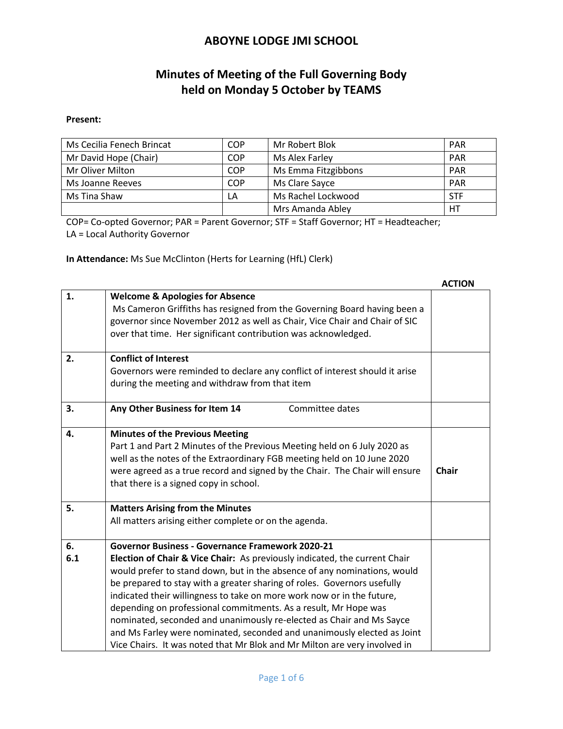# ABOYNE LODGE JMI SCHOOL

## Minutes of Meeting of the Full Governing Body held on Monday 5 October by TEAMS

**Present:**

| | | | |
|---|---|---|---|
| Ms Cecilia Fenech Brincat | COP | Mr Robert Blok | PAR |
| Mr David Hope (Chair) | COP | Ms Alex Farley | PAR |
| Mr Oliver Milton | COP | Ms Emma Fitzgibbons | PAR |
| Ms Joanne Reeves | COP | Ms Clare Sayce | PAR |
| Ms Tina Shaw | LA | Ms Rachel Lockwood | STF |
| | | Mrs Amanda Abley | HT |

COP= Co-opted Governor; PAR = Parent Governor; STF = Staff Governor; HT = Headteacher; LA = Local Authority Governor

**In Attendance:** Ms Sue McClinton (Herts for Learning (HfL) Clerk)

| | | **ACTION** |
|---|---|---|
| **1.** | **Welcome & Apologies for Absence**<br>Ms Cameron Griffiths has resigned from the Governing Board having been a governor since November 2012 as well as Chair, Vice Chair and Chair of SIC over that time. Her significant contribution was acknowledged. | |
| **2.** | **Conflict of Interest**<br>Governors were reminded to declare any conflict of interest should it arise during the meeting and withdraw from that item | |
| **3.** | **Any Other Business for Item 14** Committee dates | |
| **4.** | **Minutes of the Previous Meeting**<br>Part 1 and Part 2 Minutes of the Previous Meeting held on 6 July 2020 as well as the notes of the Extraordinary FGB meeting held on 10 June 2020 were agreed as a true record and signed by the Chair. The Chair will ensure that there is a signed copy in school. | **Chair** |
| **5.** | **Matters Arising from the Minutes**<br>All matters arising either complete or on the agenda. | |
| **6.**<br>**6.1** | **Governor Business - Governance Framework 2020-21**<br>**Election of Chair & Vice Chair:** As previously indicated, the current Chair would prefer to stand down, but in the absence of any nominations, would be prepared to stay with a greater sharing of roles. Governors usefully indicated their willingness to take on more work now or in the future, depending on professional commitments. As a result, Mr Hope was nominated, seconded and unanimously re-elected as Chair and Ms Sayce and Ms Farley were nominated, seconded and unanimously elected as Joint Vice Chairs. It was noted that Mr Blok and Mr Milton are very involved in | |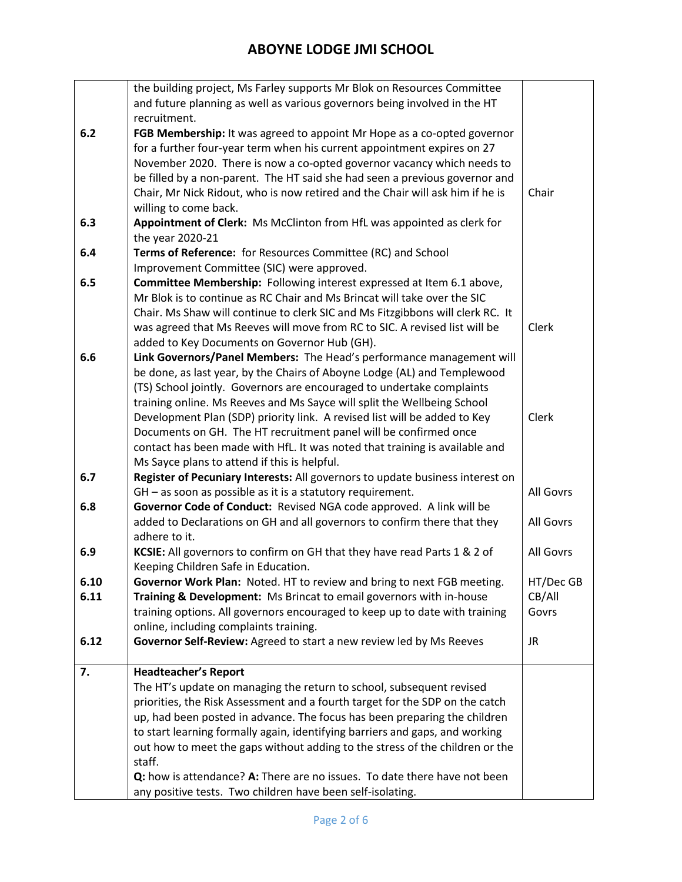| | | |
|---|---|---|
| | the building project, Ms Farley supports Mr Blok on Resources Committee and future planning as well as various governors being involved in the HT recruitment. | |
| 6.2 | **FGB Membership:** It was agreed to appoint Mr Hope as a co-opted governor for a further four-year term when his current appointment expires on 27 November 2020. There is now a co-opted governor vacancy which needs to be filled by a non-parent. The HT said she had seen a previous governor and Chair, Mr Nick Ridout, who is now retired and the Chair will ask him if he is willing to come back. | Chair |
| 6.3 | **Appointment of Clerk:** Ms McClinton from HfL was appointed as clerk for the year 2020-21 | |
| 6.4 | **Terms of Reference:** for Resources Committee (RC) and School Improvement Committee (SIC) were approved. | |
| 6.5 | **Committee Membership:** Following interest expressed at Item 6.1 above, Mr Blok is to continue as RC Chair and Ms Brincat will take over the SIC Chair. Ms Shaw will continue to clerk SIC and Ms Fitzgibbons will clerk RC. It was agreed that Ms Reeves will move from RC to SIC. A revised list will be added to Key Documents on Governor Hub (GH). | Clerk |
| 6.6 | **Link Governors/Panel Members:** The Head's performance management will be done, as last year, by the Chairs of Aboyne Lodge (AL) and Templewood (TS) School jointly. Governors are encouraged to undertake complaints training online. Ms Reeves and Ms Sayce will split the Wellbeing School Development Plan (SDP) priority link. A revised list will be added to Key Documents on GH. The HT recruitment panel will be confirmed once contact has been made with HfL. It was noted that training is available and Ms Sayce plans to attend if this is helpful. | Clerk |
| 6.7 | **Register of Pecuniary Interests:** All governors to update business interest on GH – as soon as possible as it is a statutory requirement. | All Govrs |
| 6.8 | **Governor Code of Conduct:** Revised NGA code approved. A link will be added to Declarations on GH and all governors to confirm there that they adhere to it. | All Govrs |
| 6.9 | **KCSIE:** All governors to confirm on GH that they have read Parts 1 & 2 of Keeping Children Safe in Education. | All Govrs |
| 6.10 | **Governor Work Plan:** Noted. HT to review and bring to next FGB meeting. | HT/Dec GB |
| 6.11 | **Training & Development:** Ms Brincat to email governors with in-house training options. All governors encouraged to keep up to date with training online, including complaints training. | CB/All Govrs |
| 6.12 | **Governor Self-Review:** Agreed to start a new review led by Ms Reeves | JR |
| **7.** | **Headteacher's Report**<br>The HT's update on managing the return to school, subsequent revised priorities, the Risk Assessment and a fourth target for the SDP on the catch up, had been posted in advance. The focus has been preparing the children to start learning formally again, identifying barriers and gaps, and working out how to meet the gaps without adding to the stress of the children or the staff.<br>**Q:** how is attendance? **A:** There are no issues. To date there have not been any positive tests. Two children have been self-isolating. | |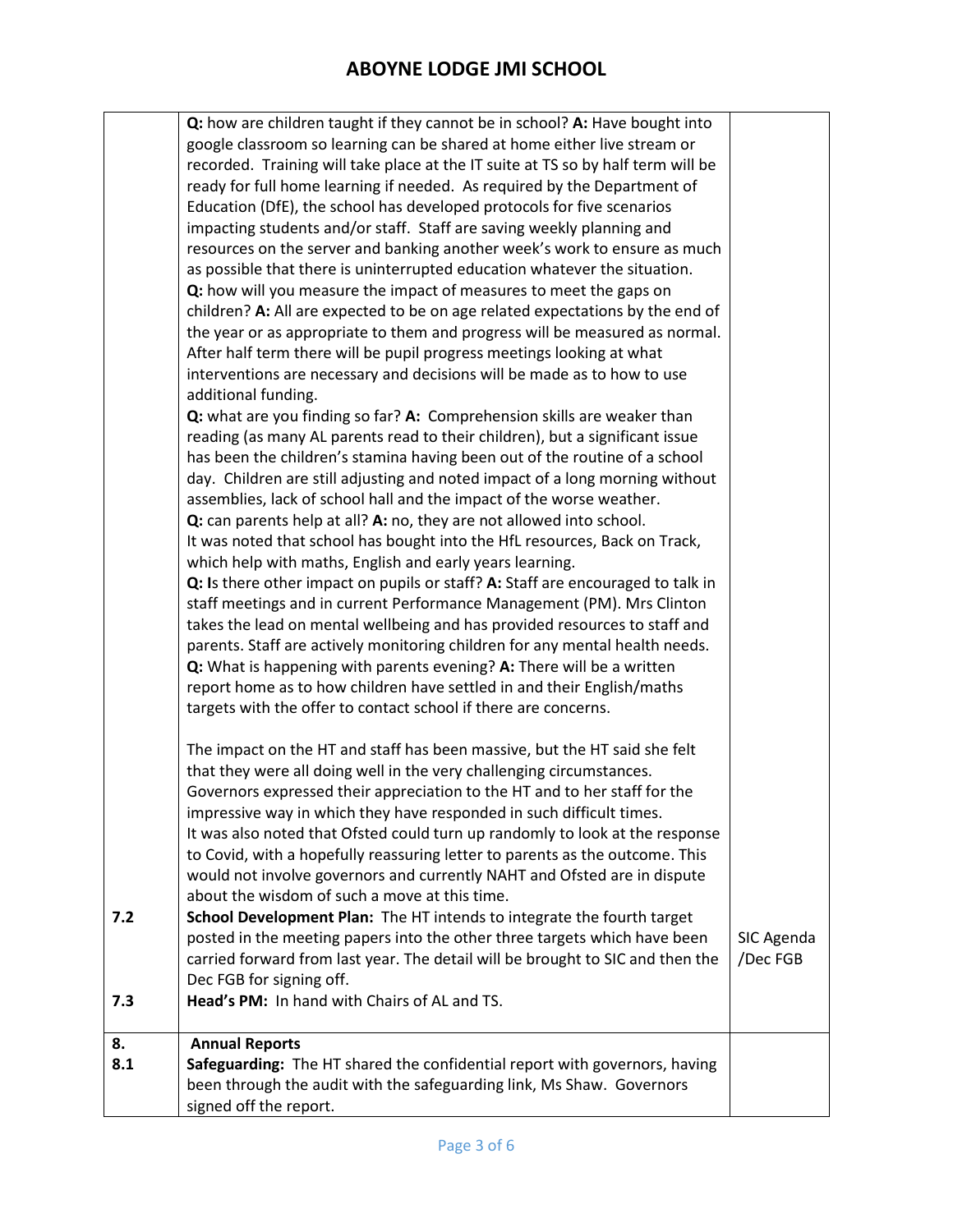| | | |
|---|---|---|
| | **Q:** how are children taught if they cannot be in school? **A:** Have bought into google classroom so learning can be shared at home either live stream or recorded. Training will take place at the IT suite at TS so by half term will be ready for full home learning if needed. As required by the Department of Education (DfE), the school has developed protocols for five scenarios impacting students and/or staff. Staff are saving weekly planning and resources on the server and banking another week's work to ensure as much as possible that there is uninterrupted education whatever the situation.<br>**Q:** how will you measure the impact of measures to meet the gaps on children? **A:** All are expected to be on age related expectations by the end of the year or as appropriate to them and progress will be measured as normal. After half term there will be pupil progress meetings looking at what interventions are necessary and decisions will be made as to how to use additional funding.<br>**Q:** what are you finding so far? **A:** Comprehension skills are weaker than reading (as many AL parents read to their children), but a significant issue has been the children's stamina having been out of the routine of a school day. Children are still adjusting and noted impact of a long morning without assemblies, lack of school hall and the impact of the worse weather.<br>**Q:** can parents help at all? **A:** no, they are not allowed into school.<br>It was noted that school has bought into the HfL resources, Back on Track, which help with maths, English and early years learning.<br>**Q: I**s there other impact on pupils or staff? **A:** Staff are encouraged to talk in staff meetings and in current Performance Management (PM). Mrs Clinton takes the lead on mental wellbeing and has provided resources to staff and parents. Staff are actively monitoring children for any mental health needs.<br>**Q:** What is happening with parents evening? **A:** There will be a written report home as to how children have settled in and their English/maths targets with the offer to contact school if there are concerns.<br><br>The impact on the HT and staff has been massive, but the HT said she felt that they were all doing well in the very challenging circumstances. Governors expressed their appreciation to the HT and to her staff for the impressive way in which they have responded in such difficult times.<br>It was also noted that Ofsted could turn up randomly to look at the response to Covid, with a hopefully reassuring letter to parents as the outcome. This would not involve governors and currently NAHT and Ofsted are in dispute about the wisdom of such a move at this time. | |
| 7.2 | **School Development Plan:** The HT intends to integrate the fourth target posted in the meeting papers into the other three targets which have been carried forward from last year. The detail will be brought to SIC and then the Dec FGB for signing off. | SIC Agenda /Dec FGB |
| 7.3 | **Head's PM:** In hand with Chairs of AL and TS. | |
| **8.**<br>8.1 | **Annual Reports**<br>**Safeguarding:** The HT shared the confidential report with governors, having been through the audit with the safeguarding link, Ms Shaw. Governors signed off the report. | |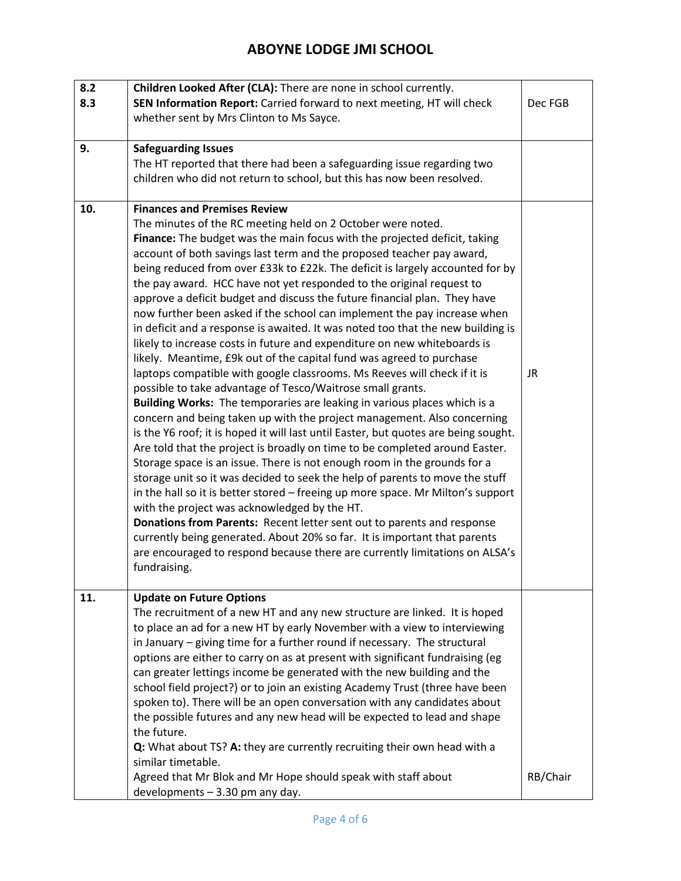| | | |
|---|---|---|
| 8.2<br>8.3 | **Children Looked After (CLA):** There are none in school currently.<br>**SEN Information Report:** Carried forward to next meeting, HT will check whether sent by Mrs Clinton to Ms Sayce. | Dec FGB |
| 9. | **Safeguarding Issues**<br>The HT reported that there had been a safeguarding issue regarding two children who did not return to school, but this has now been resolved. | |
| 10. | **Finances and Premises Review**<br>The minutes of the RC meeting held on 2 October were noted.<br>**Finance:** The budget was the main focus with the projected deficit, taking account of both savings last term and the proposed teacher pay award, being reduced from over £33k to £22k. The deficit is largely accounted for by the pay award. HCC have not yet responded to the original request to approve a deficit budget and discuss the future financial plan. They have now further been asked if the school can implement the pay increase when in deficit and a response is awaited. It was noted too that the new building is likely to increase costs in future and expenditure on new whiteboards is likely. Meantime, £9k out of the capital fund was agreed to purchase laptops compatible with google classrooms. Ms Reeves will check if it is possible to take advantage of Tesco/Waitrose small grants.<br>**Building Works:** The temporaries are leaking in various places which is a concern and being taken up with the project management. Also concerning is the Y6 roof; it is hoped it will last until Easter, but quotes are being sought. Are told that the project is broadly on time to be completed around Easter. Storage space is an issue. There is not enough room in the grounds for a storage unit so it was decided to seek the help of parents to move the stuff in the hall so it is better stored – freeing up more space. Mr Milton's support with the project was acknowledged by the HT.<br>**Donations from Parents:** Recent letter sent out to parents and response currently being generated. About 20% so far. It is important that parents are encouraged to respond because there are currently limitations on ALSA's fundraising. | JR |
| 11. | **Update on Future Options**<br>The recruitment of a new HT and any new structure are linked. It is hoped to place an ad for a new HT by early November with a view to interviewing in January – giving time for a further round if necessary. The structural options are either to carry on as at present with significant fundraising (eg can greater lettings income be generated with the new building and the school field project?) or to join an existing Academy Trust (three have been spoken to). There will be an open conversation with any candidates about the possible futures and any new head will be expected to lead and shape the future.<br>**Q:** What about TS? **A:** they are currently recruiting their own head with a similar timetable.<br>Agreed that Mr Blok and Mr Hope should speak with staff about developments – 3.30 pm any day. | RB/Chair |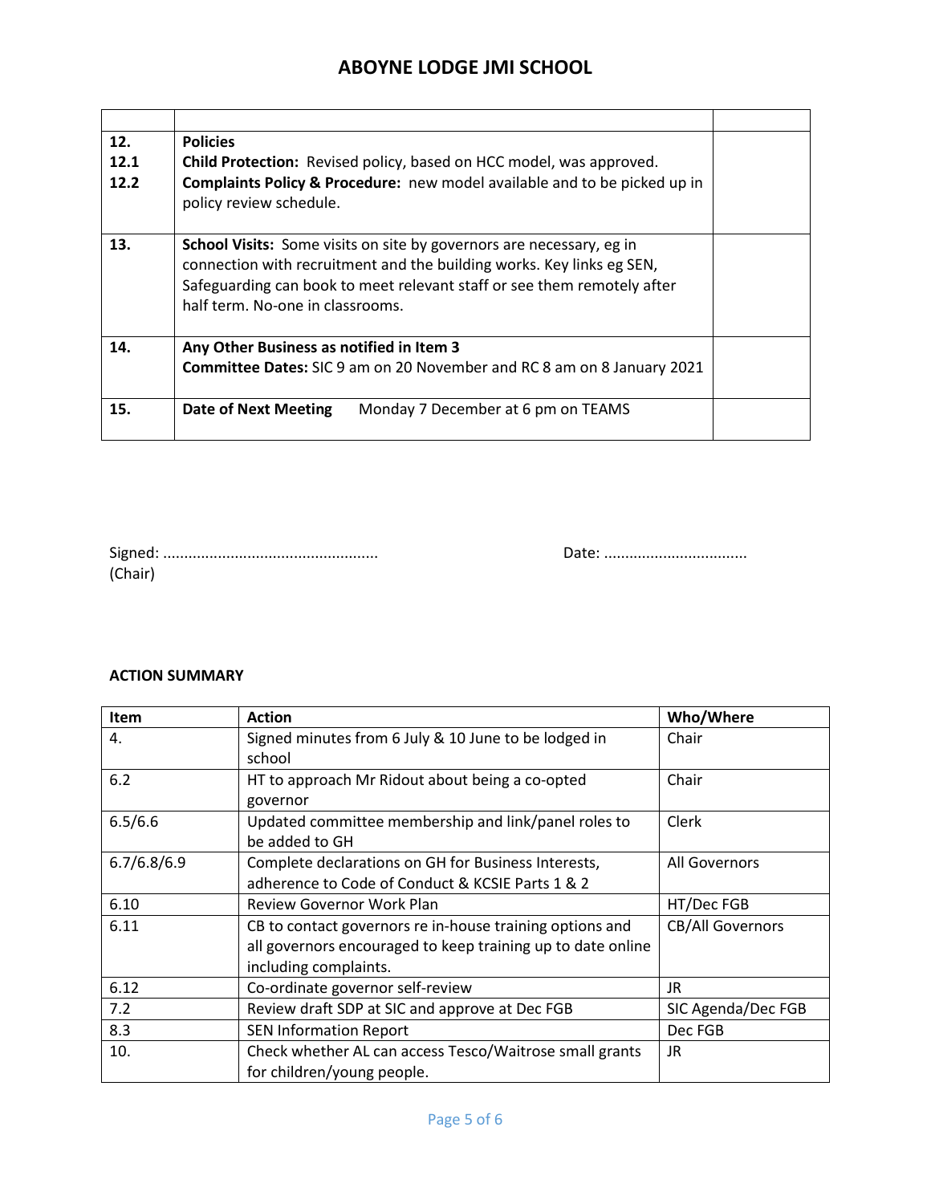| | | |
|---|---|---|
| **12.**<br>**12.1**<br>**12.2** | **Policies**<br>**Child Protection:** Revised policy, based on HCC model, was approved.<br>**Complaints Policy & Procedure:** new model available and to be picked up in policy review schedule. | |
| **13.** | **School Visits:** Some visits on site by governors are necessary, eg in connection with recruitment and the building works. Key links eg SEN, Safeguarding can book to meet relevant staff or see them remotely after half term. No-one in classrooms. | |
| **14.** | **Any Other Business as notified in Item 3**<br>**Committee Dates:** SIC 9 am on 20 November and RC 8 am on 8 January 2021 | |
| **15.** | **Date of Next Meeting** Monday 7 December at 6 pm on TEAMS | |

Signed: ................................................... Date: ..................................
(Chair)

**ACTION SUMMARY**

| Item | Action | Who/Where |
|---|---|---|
| 4. | Signed minutes from 6 July & 10 June to be lodged in school | Chair |
| 6.2 | HT to approach Mr Ridout about being a co-opted governor | Chair |
| 6.5/6.6 | Updated committee membership and link/panel roles to be added to GH | Clerk |
| 6.7/6.8/6.9 | Complete declarations on GH for Business Interests, adherence to Code of Conduct & KCSIE Parts 1 & 2 | All Governors |
| 6.10 | Review Governor Work Plan | HT/Dec FGB |
| 6.11 | CB to contact governors re in-house training options and all governors encouraged to keep training up to date online including complaints. | CB/All Governors |
| 6.12 | Co-ordinate governor self-review | JR |
| 7.2 | Review draft SDP at SIC and approve at Dec FGB | SIC Agenda/Dec FGB |
| 8.3 | SEN Information Report | Dec FGB |
| 10. | Check whether AL can access Tesco/Waitrose small grants for children/young people. | JR |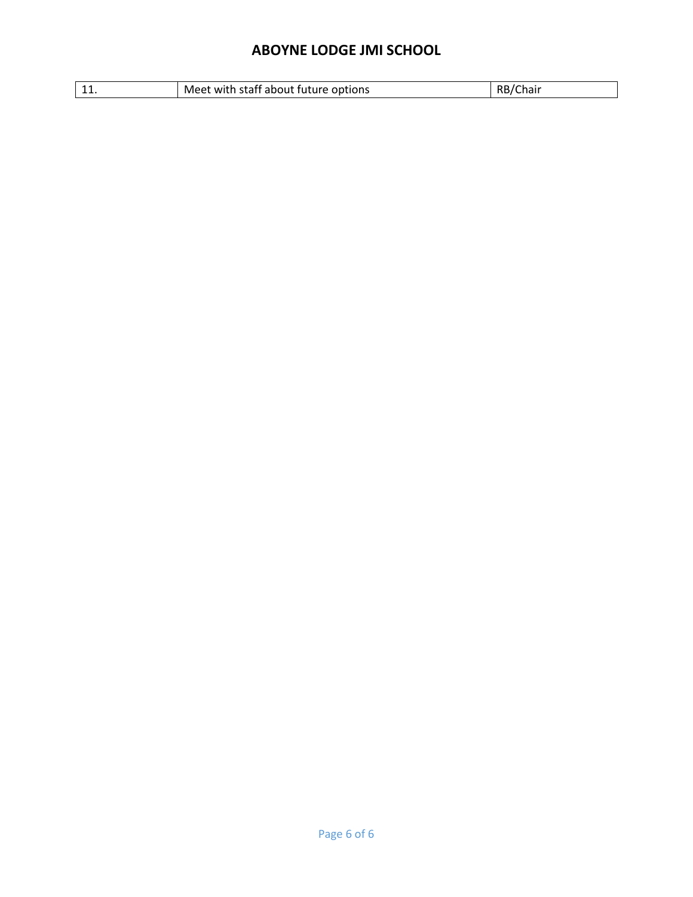| | | |
|---|---|---|
| 11. | Meet with staff about future options | RB/Chair |